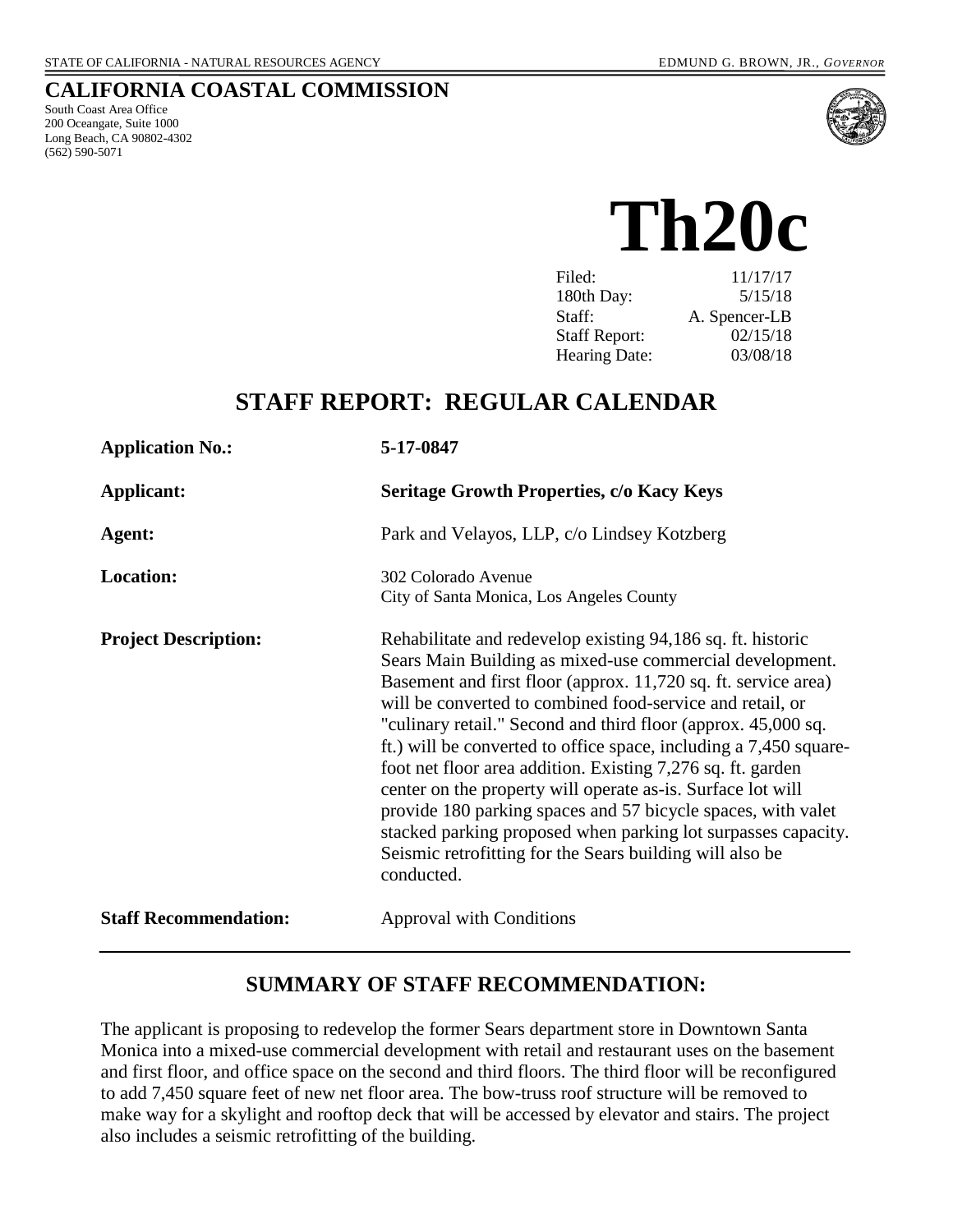STATE OF CALIFORNIA - NATURAL RESOURCES AGENCY EDMUND G. BROWN, JR., *GOVERNOR*

# CALIFORNIA COASTAL COMMISSION

South Coast Area Office
200 Oceangate, Suite 1000
Long Beach, CA 90802-4302
(562) 590-5071

# Th20c

| | |
|---|---|
| Filed: | 11/17/17 |
| 180th Day: | 5/15/18 |
| Staff: | A. Spencer-LB |
| Staff Report: | 02/15/18 |
| Hearing Date: | 03/08/18 |

## STAFF REPORT: REGULAR CALENDAR

| | |
|---|---|
| **Application No.:** | **5-17-0847** |
| **Applicant:** | **Seritage Growth Properties, c/o Kacy Keys** |
| **Agent:** | Park and Velayos, LLP, c/o Lindsey Kotzberg |
| **Location:** | 302 Colorado Avenue<br>City of Santa Monica, Los Angeles County |
| **Project Description:** | Rehabilitate and redevelop existing 94,186 sq. ft. historic Sears Main Building as mixed-use commercial development. Basement and first floor (approx. 11,720 sq. ft. service area) will be converted to combined food-service and retail, or "culinary retail." Second and third floor (approx. 45,000 sq. ft.) will be converted to office space, including a 7,450 square-foot net floor area addition. Existing 7,276 sq. ft. garden center on the property will operate as-is. Surface lot will provide 180 parking spaces and 57 bicycle spaces, with valet stacked parking proposed when parking lot surpasses capacity. Seismic retrofitting for the Sears building will also be conducted. |
| **Staff Recommendation:** | Approval with Conditions |

## SUMMARY OF STAFF RECOMMENDATION:

The applicant is proposing to redevelop the former Sears department store in Downtown Santa Monica into a mixed-use commercial development with retail and restaurant uses on the basement and first floor, and office space on the second and third floors. The third floor will be reconfigured to add 7,450 square feet of new net floor area. The bow-truss roof structure will be removed to make way for a skylight and rooftop deck that will be accessed by elevator and stairs. The project also includes a seismic retrofitting of the building.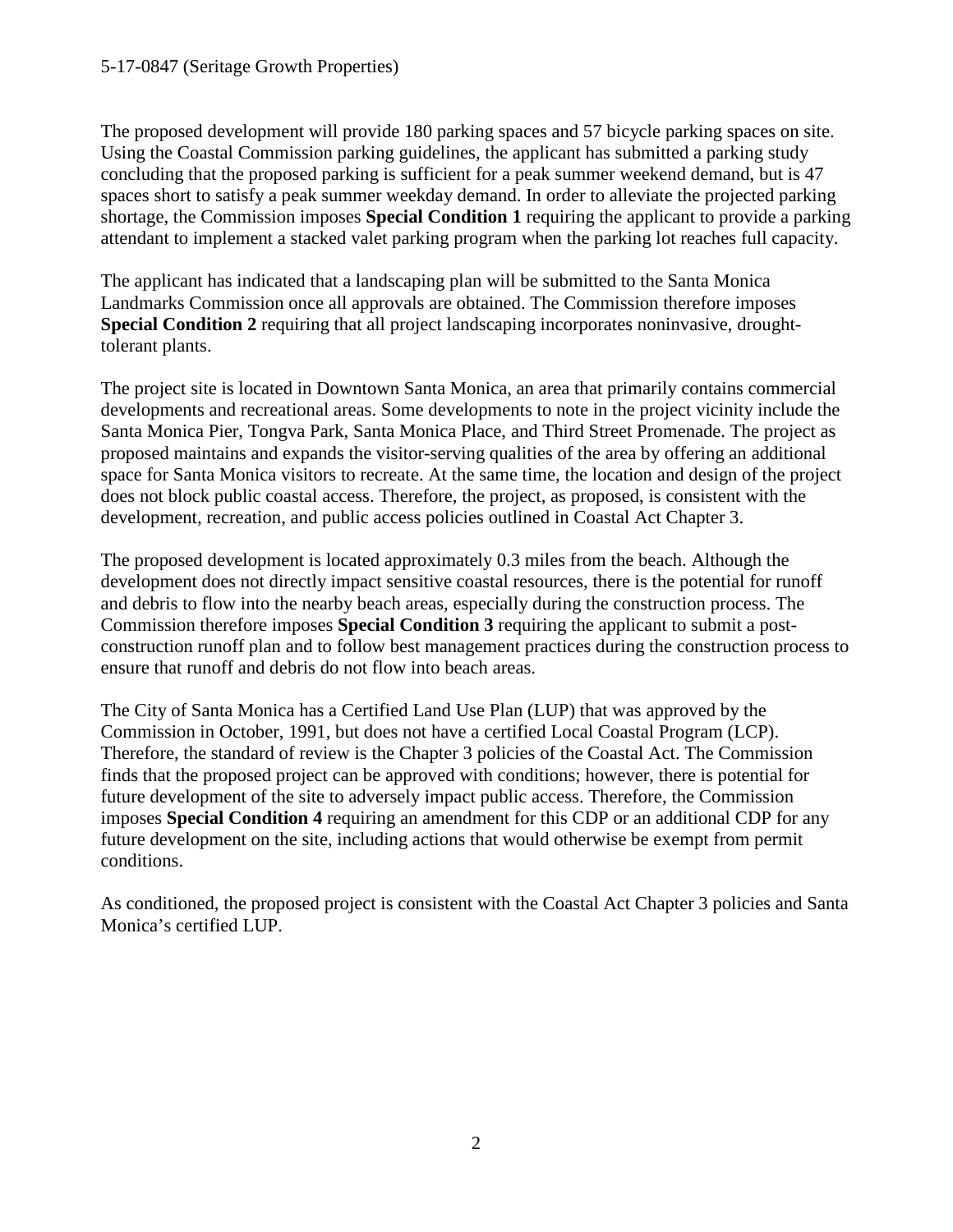The proposed development will provide 180 parking spaces and 57 bicycle parking spaces on site. Using the Coastal Commission parking guidelines, the applicant has submitted a parking study concluding that the proposed parking is sufficient for a peak summer weekend demand, but is 47 spaces short to satisfy a peak summer weekday demand. In order to alleviate the projected parking shortage, the Commission imposes **Special Condition 1** requiring the applicant to provide a parking attendant to implement a stacked valet parking program when the parking lot reaches full capacity.

The applicant has indicated that a landscaping plan will be submitted to the Santa Monica Landmarks Commission once all approvals are obtained. The Commission therefore imposes **Special Condition 2** requiring that all project landscaping incorporates noninvasive, drought-tolerant plants.

The project site is located in Downtown Santa Monica, an area that primarily contains commercial developments and recreational areas. Some developments to note in the project vicinity include the Santa Monica Pier, Tongva Park, Santa Monica Place, and Third Street Promenade. The project as proposed maintains and expands the visitor-serving qualities of the area by offering an additional space for Santa Monica visitors to recreate. At the same time, the location and design of the project does not block public coastal access. Therefore, the project, as proposed, is consistent with the development, recreation, and public access policies outlined in Coastal Act Chapter 3.

The proposed development is located approximately 0.3 miles from the beach. Although the development does not directly impact sensitive coastal resources, there is the potential for runoff and debris to flow into the nearby beach areas, especially during the construction process. The Commission therefore imposes **Special Condition 3** requiring the applicant to submit a post-construction runoff plan and to follow best management practices during the construction process to ensure that runoff and debris do not flow into beach areas.

The City of Santa Monica has a Certified Land Use Plan (LUP) that was approved by the Commission in October, 1991, but does not have a certified Local Coastal Program (LCP). Therefore, the standard of review is the Chapter 3 policies of the Coastal Act. The Commission finds that the proposed project can be approved with conditions; however, there is potential for future development of the site to adversely impact public access. Therefore, the Commission imposes **Special Condition 4** requiring an amendment for this CDP or an additional CDP for any future development on the site, including actions that would otherwise be exempt from permit conditions.

As conditioned, the proposed project is consistent with the Coastal Act Chapter 3 policies and Santa Monica's certified LUP.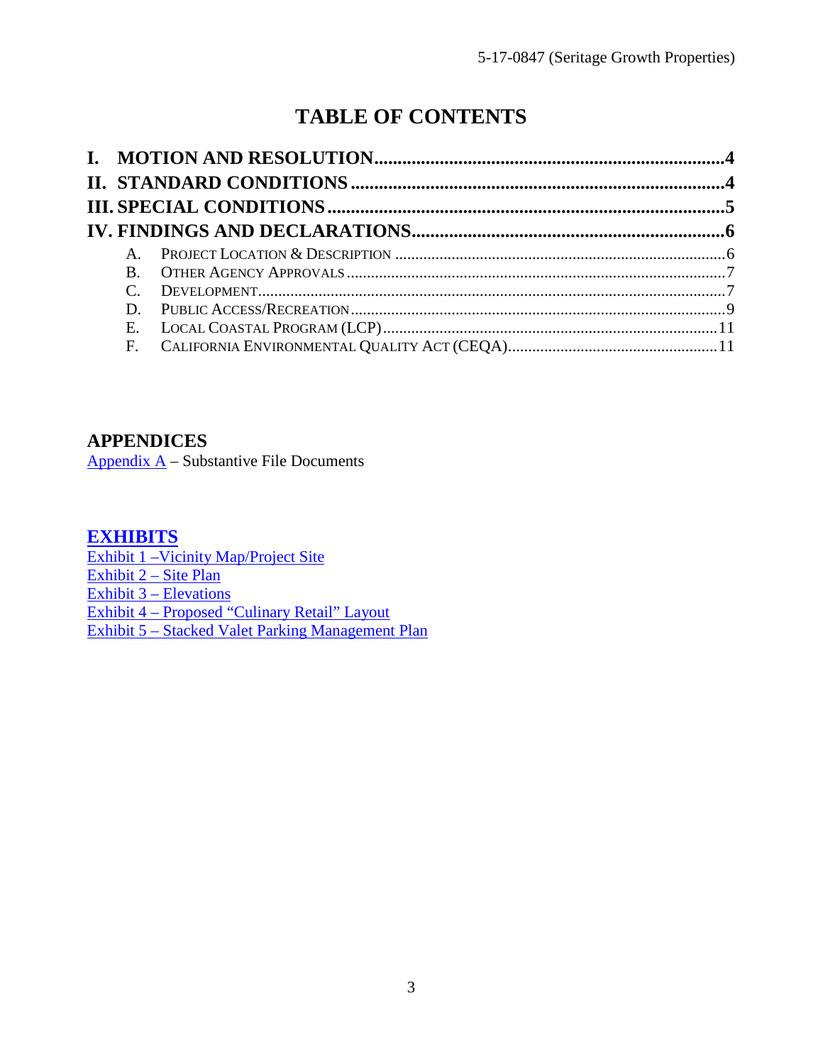# TABLE OF CONTENTS

**I. MOTION AND RESOLUTION....................................................................4**

**II. STANDARD CONDITIONS....................................................................4**

**III. SPECIAL CONDITIONS....................................................................5**

**IV. FINDINGS AND DECLARATIONS....................................................................6**

- A. PROJECT LOCATION & DESCRIPTION....................................................................6
- B. OTHER AGENCY APPROVALS....................................................................7
- C. DEVELOPMENT....................................................................7
- D. PUBLIC ACCESS/RECREATION....................................................................9
- E. LOCAL COASTAL PROGRAM (LCP)....................................................................11
- F. CALIFORNIA ENVIRONMENTAL QUALITY ACT (CEQA)....................................................................11

## APPENDICES

Appendix A – Substantive File Documents

## EXHIBITS

Exhibit 1 –Vicinity Map/Project Site
Exhibit 2 – Site Plan
Exhibit 3 – Elevations
Exhibit 4 – Proposed "Culinary Retail" Layout
Exhibit 5 – Stacked Valet Parking Management Plan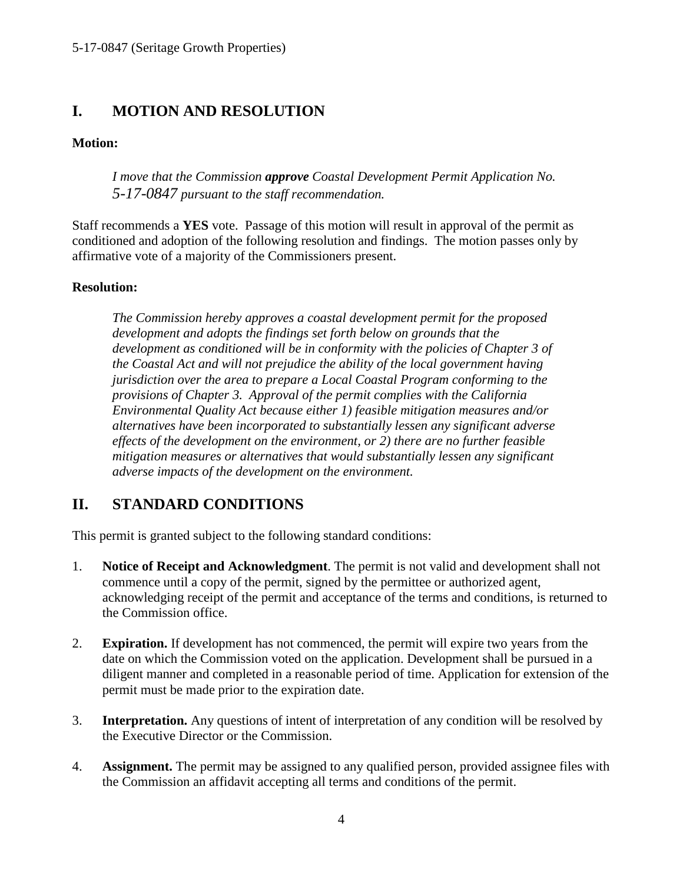## I. MOTION AND RESOLUTION

**Motion:**

> *I move that the Commission **approve** Coastal Development Permit Application No. 5-17-0847 pursuant to the staff recommendation.*

Staff recommends a **YES** vote. Passage of this motion will result in approval of the permit as conditioned and adoption of the following resolution and findings. The motion passes only by affirmative vote of a majority of the Commissioners present.

**Resolution:**

> *The Commission hereby approves a coastal development permit for the proposed development and adopts the findings set forth below on grounds that the development as conditioned will be in conformity with the policies of Chapter 3 of the Coastal Act and will not prejudice the ability of the local government having jurisdiction over the area to prepare a Local Coastal Program conforming to the provisions of Chapter 3. Approval of the permit complies with the California Environmental Quality Act because either 1) feasible mitigation measures and/or alternatives have been incorporated to substantially lessen any significant adverse effects of the development on the environment, or 2) there are no further feasible mitigation measures or alternatives that would substantially lessen any significant adverse impacts of the development on the environment.*

## II. STANDARD CONDITIONS

This permit is granted subject to the following standard conditions:

1. **Notice of Receipt and Acknowledgment**. The permit is not valid and development shall not commence until a copy of the permit, signed by the permittee or authorized agent, acknowledging receipt of the permit and acceptance of the terms and conditions, is returned to the Commission office.

2. **Expiration.** If development has not commenced, the permit will expire two years from the date on which the Commission voted on the application. Development shall be pursued in a diligent manner and completed in a reasonable period of time. Application for extension of the permit must be made prior to the expiration date.

3. **Interpretation.** Any questions of intent of interpretation of any condition will be resolved by the Executive Director or the Commission.

4. **Assignment.** The permit may be assigned to any qualified person, provided assignee files with the Commission an affidavit accepting all terms and conditions of the permit.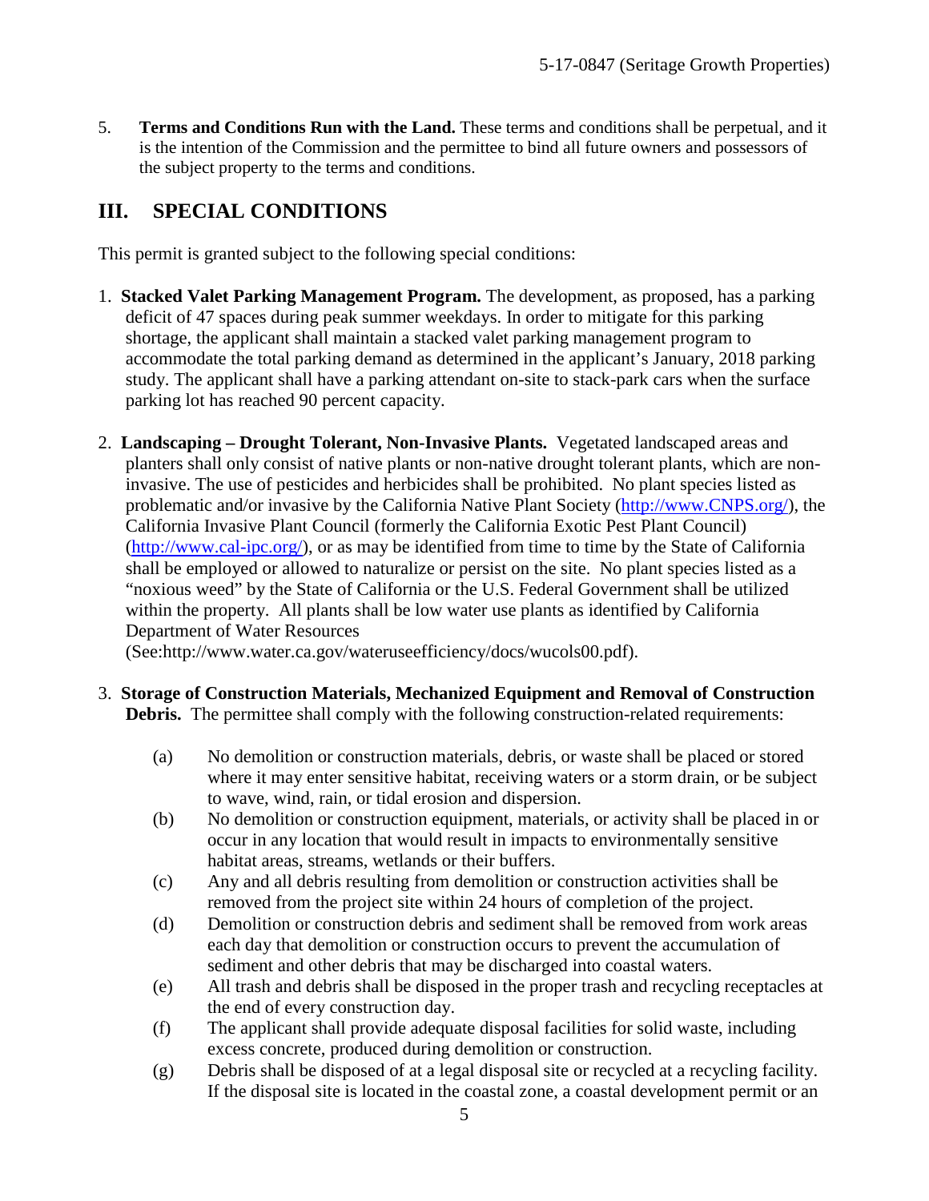5. **Terms and Conditions Run with the Land.** These terms and conditions shall be perpetual, and it is the intention of the Commission and the permittee to bind all future owners and possessors of the subject property to the terms and conditions.

## III. SPECIAL CONDITIONS

This permit is granted subject to the following special conditions:

1. **Stacked Valet Parking Management Program.** The development, as proposed, has a parking deficit of 47 spaces during peak summer weekdays. In order to mitigate for this parking shortage, the applicant shall maintain a stacked valet parking management program to accommodate the total parking demand as determined in the applicant's January, 2018 parking study. The applicant shall have a parking attendant on-site to stack-park cars when the surface parking lot has reached 90 percent capacity.

2. **Landscaping – Drought Tolerant, Non-Invasive Plants.** Vegetated landscaped areas and planters shall only consist of native plants or non-native drought tolerant plants, which are non-invasive. The use of pesticides and herbicides shall be prohibited. No plant species listed as problematic and/or invasive by the California Native Plant Society (http://www.CNPS.org/), the California Invasive Plant Council (formerly the California Exotic Pest Plant Council) (http://www.cal-ipc.org/), or as may be identified from time to time by the State of California shall be employed or allowed to naturalize or persist on the site. No plant species listed as a "noxious weed" by the State of California or the U.S. Federal Government shall be utilized within the property. All plants shall be low water use plants as identified by California Department of Water Resources (See:http://www.water.ca.gov/wateruseefficiency/docs/wucols00.pdf).

3. **Storage of Construction Materials, Mechanized Equipment and Removal of Construction Debris.** The permittee shall comply with the following construction-related requirements:

   (a) No demolition or construction materials, debris, or waste shall be placed or stored where it may enter sensitive habitat, receiving waters or a storm drain, or be subject to wave, wind, rain, or tidal erosion and dispersion.

   (b) No demolition or construction equipment, materials, or activity shall be placed in or occur in any location that would result in impacts to environmentally sensitive habitat areas, streams, wetlands or their buffers.

   (c) Any and all debris resulting from demolition or construction activities shall be removed from the project site within 24 hours of completion of the project.

   (d) Demolition or construction debris and sediment shall be removed from work areas each day that demolition or construction occurs to prevent the accumulation of sediment and other debris that may be discharged into coastal waters.

   (e) All trash and debris shall be disposed in the proper trash and recycling receptacles at the end of every construction day.

   (f) The applicant shall provide adequate disposal facilities for solid waste, including excess concrete, produced during demolition or construction.

   (g) Debris shall be disposed of at a legal disposal site or recycled at a recycling facility. If the disposal site is located in the coastal zone, a coastal development permit or an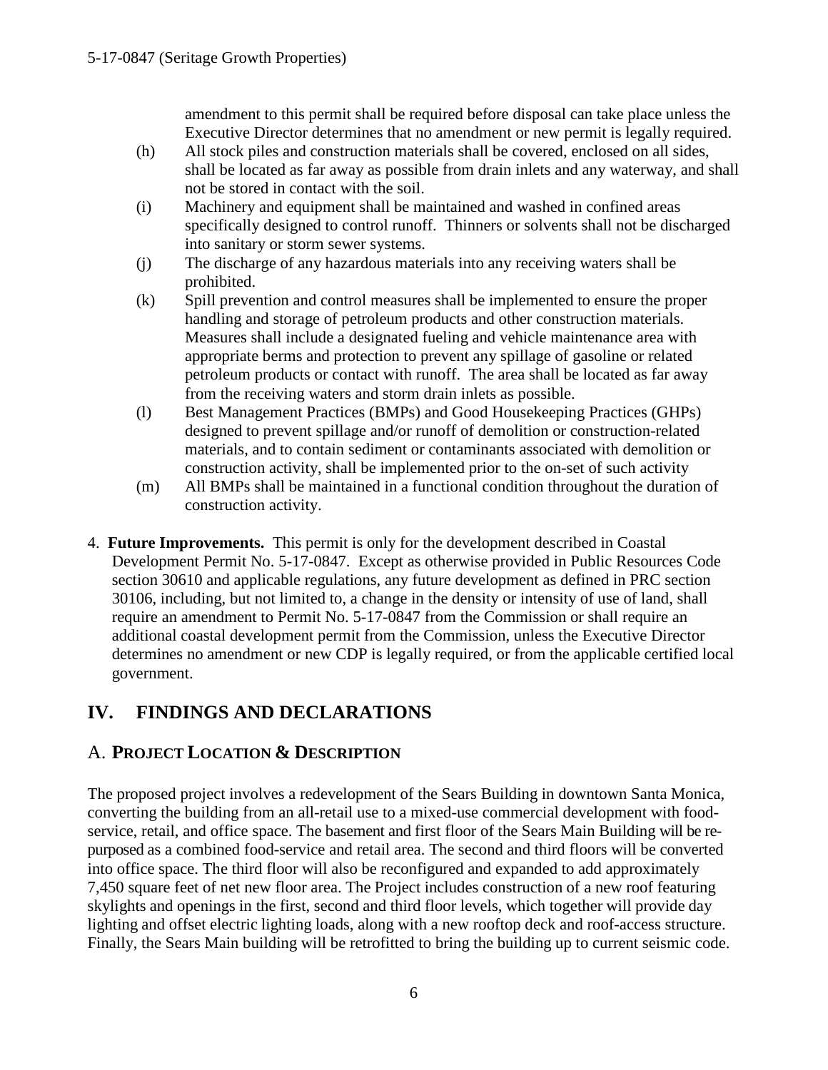amendment to this permit shall be required before disposal can take place unless the Executive Director determines that no amendment or new permit is legally required.

(h) All stock piles and construction materials shall be covered, enclosed on all sides, shall be located as far away as possible from drain inlets and any waterway, and shall not be stored in contact with the soil.

(i) Machinery and equipment shall be maintained and washed in confined areas specifically designed to control runoff. Thinners or solvents shall not be discharged into sanitary or storm sewer systems.

(j) The discharge of any hazardous materials into any receiving waters shall be prohibited.

(k) Spill prevention and control measures shall be implemented to ensure the proper handling and storage of petroleum products and other construction materials. Measures shall include a designated fueling and vehicle maintenance area with appropriate berms and protection to prevent any spillage of gasoline or related petroleum products or contact with runoff. The area shall be located as far away from the receiving waters and storm drain inlets as possible.

(l) Best Management Practices (BMPs) and Good Housekeeping Practices (GHPs) designed to prevent spillage and/or runoff of demolition or construction-related materials, and to contain sediment or contaminants associated with demolition or construction activity, shall be implemented prior to the on-set of such activity

(m) All BMPs shall be maintained in a functional condition throughout the duration of construction activity.

4. **Future Improvements.** This permit is only for the development described in Coastal Development Permit No. 5-17-0847. Except as otherwise provided in Public Resources Code section 30610 and applicable regulations, any future development as defined in PRC section 30106, including, but not limited to, a change in the density or intensity of use of land, shall require an amendment to Permit No. 5-17-0847 from the Commission or shall require an additional coastal development permit from the Commission, unless the Executive Director determines no amendment or new CDP is legally required, or from the applicable certified local government.

# IV. FINDINGS AND DECLARATIONS

## A. PROJECT LOCATION & DESCRIPTION

The proposed project involves a redevelopment of the Sears Building in downtown Santa Monica, converting the building from an all-retail use to a mixed-use commercial development with food-service, retail, and office space. The basement and first floor of the Sears Main Building will be re-purposed as a combined food-service and retail area. The second and third floors will be converted into office space. The third floor will also be reconfigured and expanded to add approximately 7,450 square feet of net new floor area. The Project includes construction of a new roof featuring skylights and openings in the first, second and third floor levels, which together will provide day lighting and offset electric lighting loads, along with a new rooftop deck and roof-access structure. Finally, the Sears Main building will be retrofitted to bring the building up to current seismic code.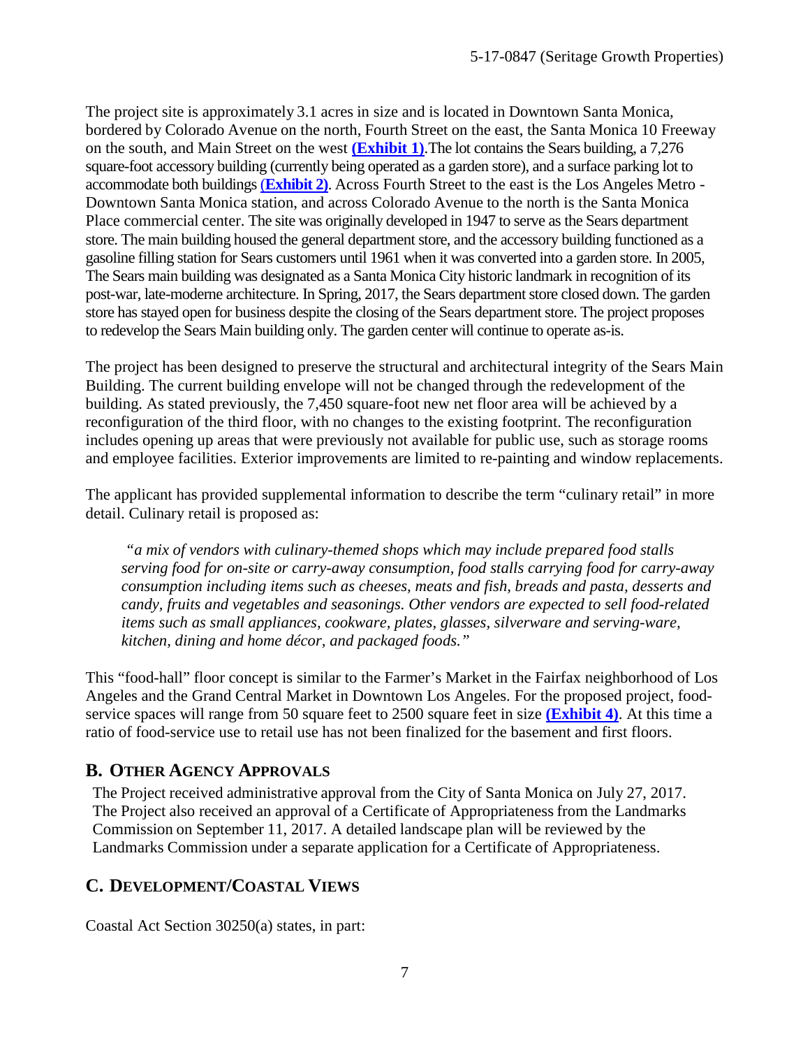The project site is approximately 3.1 acres in size and is located in Downtown Santa Monica, bordered by Colorado Avenue on the north, Fourth Street on the east, the Santa Monica 10 Freeway on the south, and Main Street on the west **(Exhibit 1)**. The lot contains the Sears building, a 7,276 square-foot accessory building (currently being operated as a garden store), and a surface parking lot to accommodate both buildings **(Exhibit 2)**. Across Fourth Street to the east is the Los Angeles Metro - Downtown Santa Monica station, and across Colorado Avenue to the north is the Santa Monica Place commercial center. The site was originally developed in 1947 to serve as the Sears department store. The main building housed the general department store, and the accessory building functioned as a gasoline filling station for Sears customers until 1961 when it was converted into a garden store. In 2005, The Sears main building was designated as a Santa Monica City historic landmark in recognition of its post-war, late-moderne architecture. In Spring, 2017, the Sears department store closed down. The garden store has stayed open for business despite the closing of the Sears department store. The project proposes to redevelop the Sears Main building only. The garden center will continue to operate as-is.

The project has been designed to preserve the structural and architectural integrity of the Sears Main Building. The current building envelope will not be changed through the redevelopment of the building. As stated previously, the 7,450 square-foot new net floor area will be achieved by a reconfiguration of the third floor, with no changes to the existing footprint. The reconfiguration includes opening up areas that were previously not available for public use, such as storage rooms and employee facilities. Exterior improvements are limited to re-painting and window replacements.

The applicant has provided supplemental information to describe the term "culinary retail" in more detail. Culinary retail is proposed as:

> *"a mix of vendors with culinary-themed shops which may include prepared food stalls serving food for on-site or carry-away consumption, food stalls carrying food for carry-away consumption including items such as cheeses, meats and fish, breads and pasta, desserts and candy, fruits and vegetables and seasonings. Other vendors are expected to sell food-related items such as small appliances, cookware, plates, glasses, silverware and serving-ware, kitchen, dining and home décor, and packaged foods."*

This "food-hall" floor concept is similar to the Farmer's Market in the Fairfax neighborhood of Los Angeles and the Grand Central Market in Downtown Los Angeles. For the proposed project, food-service spaces will range from 50 square feet to 2500 square feet in size **(Exhibit 4)**. At this time a ratio of food-service use to retail use has not been finalized for the basement and first floors.

## B. Other Agency Approvals

The Project received administrative approval from the City of Santa Monica on July 27, 2017. The Project also received an approval of a Certificate of Appropriateness from the Landmarks Commission on September 11, 2017. A detailed landscape plan will be reviewed by the Landmarks Commission under a separate application for a Certificate of Appropriateness.

## C. Development/Coastal Views

Coastal Act Section 30250(a) states, in part: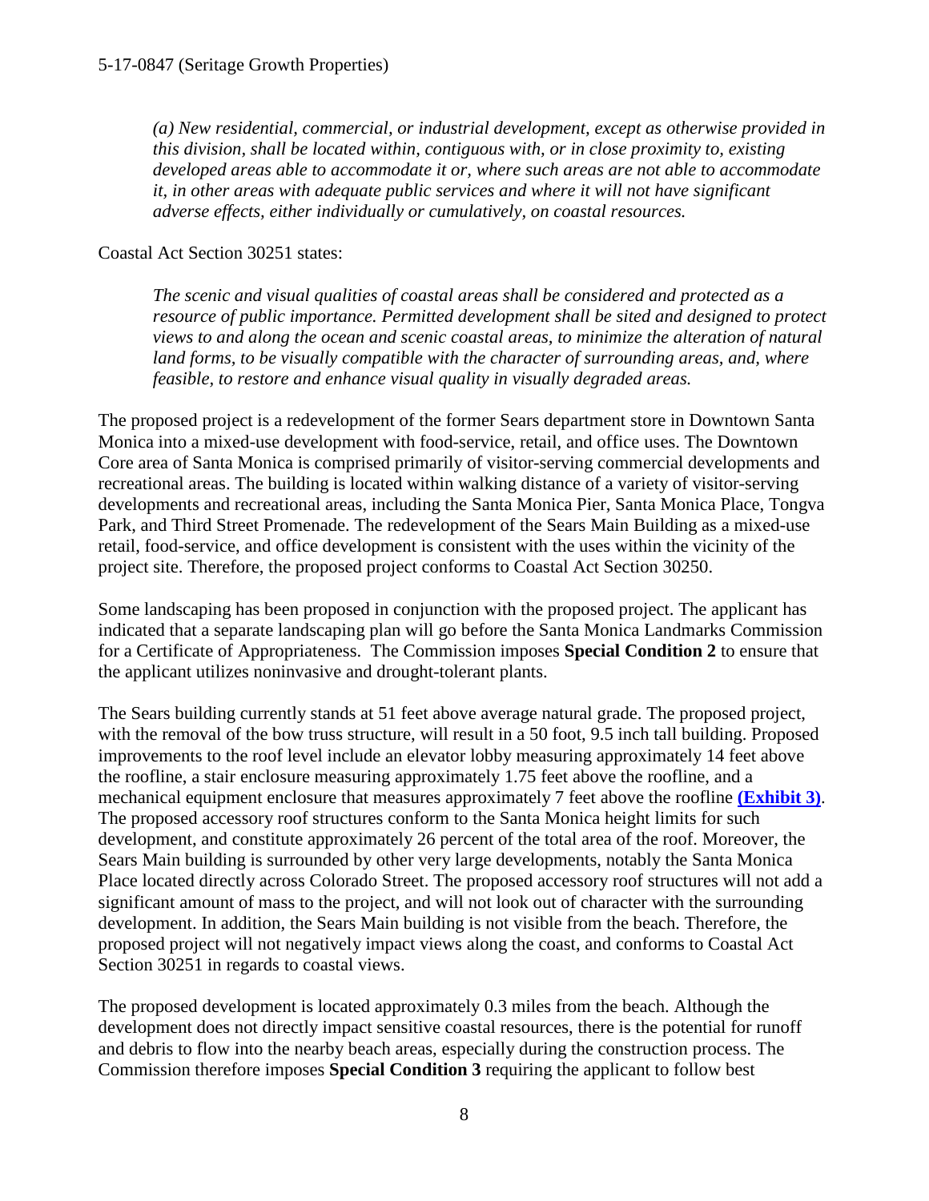*(a) New residential, commercial, or industrial development, except as otherwise provided in this division, shall be located within, contiguous with, or in close proximity to, existing developed areas able to accommodate it or, where such areas are not able to accommodate it, in other areas with adequate public services and where it will not have significant adverse effects, either individually or cumulatively, on coastal resources.*

Coastal Act Section 30251 states:

*The scenic and visual qualities of coastal areas shall be considered and protected as a resource of public importance. Permitted development shall be sited and designed to protect views to and along the ocean and scenic coastal areas, to minimize the alteration of natural land forms, to be visually compatible with the character of surrounding areas, and, where feasible, to restore and enhance visual quality in visually degraded areas.*

The proposed project is a redevelopment of the former Sears department store in Downtown Santa Monica into a mixed-use development with food-service, retail, and office uses. The Downtown Core area of Santa Monica is comprised primarily of visitor-serving commercial developments and recreational areas. The building is located within walking distance of a variety of visitor-serving developments and recreational areas, including the Santa Monica Pier, Santa Monica Place, Tongva Park, and Third Street Promenade. The redevelopment of the Sears Main Building as a mixed-use retail, food-service, and office development is consistent with the uses within the vicinity of the project site. Therefore, the proposed project conforms to Coastal Act Section 30250.

Some landscaping has been proposed in conjunction with the proposed project. The applicant has indicated that a separate landscaping plan will go before the Santa Monica Landmarks Commission for a Certificate of Appropriateness. The Commission imposes **Special Condition 2** to ensure that the applicant utilizes noninvasive and drought-tolerant plants.

The Sears building currently stands at 51 feet above average natural grade. The proposed project, with the removal of the bow truss structure, will result in a 50 foot, 9.5 inch tall building. Proposed improvements to the roof level include an elevator lobby measuring approximately 14 feet above the roofline, a stair enclosure measuring approximately 1.75 feet above the roofline, and a mechanical equipment enclosure that measures approximately 7 feet above the roofline **(Exhibit 3)**. The proposed accessory roof structures conform to the Santa Monica height limits for such development, and constitute approximately 26 percent of the total area of the roof. Moreover, the Sears Main building is surrounded by other very large developments, notably the Santa Monica Place located directly across Colorado Street. The proposed accessory roof structures will not add a significant amount of mass to the project, and will not look out of character with the surrounding development. In addition, the Sears Main building is not visible from the beach. Therefore, the proposed project will not negatively impact views along the coast, and conforms to Coastal Act Section 30251 in regards to coastal views.

The proposed development is located approximately 0.3 miles from the beach. Although the development does not directly impact sensitive coastal resources, there is the potential for runoff and debris to flow into the nearby beach areas, especially during the construction process. The Commission therefore imposes **Special Condition 3** requiring the applicant to follow best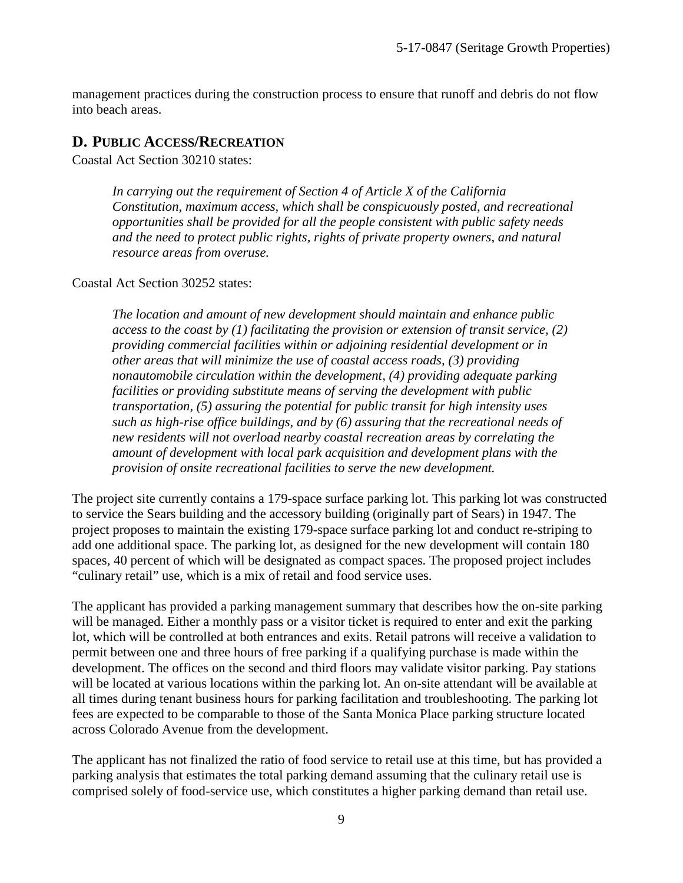management practices during the construction process to ensure that runoff and debris do not flow into beach areas.

## D. PUBLIC ACCESS/RECREATION

Coastal Act Section 30210 states:

> *In carrying out the requirement of Section 4 of Article X of the California Constitution, maximum access, which shall be conspicuously posted, and recreational opportunities shall be provided for all the people consistent with public safety needs and the need to protect public rights, rights of private property owners, and natural resource areas from overuse.*

Coastal Act Section 30252 states:

> *The location and amount of new development should maintain and enhance public access to the coast by (1) facilitating the provision or extension of transit service, (2) providing commercial facilities within or adjoining residential development or in other areas that will minimize the use of coastal access roads, (3) providing nonautomobile circulation within the development, (4) providing adequate parking facilities or providing substitute means of serving the development with public transportation, (5) assuring the potential for public transit for high intensity uses such as high-rise office buildings, and by (6) assuring that the recreational needs of new residents will not overload nearby coastal recreation areas by correlating the amount of development with local park acquisition and development plans with the provision of onsite recreational facilities to serve the new development.*

The project site currently contains a 179-space surface parking lot. This parking lot was constructed to service the Sears building and the accessory building (originally part of Sears) in 1947. The project proposes to maintain the existing 179-space surface parking lot and conduct re-striping to add one additional space. The parking lot, as designed for the new development will contain 180 spaces, 40 percent of which will be designated as compact spaces. The proposed project includes "culinary retail" use, which is a mix of retail and food service uses.

The applicant has provided a parking management summary that describes how the on-site parking will be managed. Either a monthly pass or a visitor ticket is required to enter and exit the parking lot, which will be controlled at both entrances and exits. Retail patrons will receive a validation to permit between one and three hours of free parking if a qualifying purchase is made within the development. The offices on the second and third floors may validate visitor parking. Pay stations will be located at various locations within the parking lot. An on-site attendant will be available at all times during tenant business hours for parking facilitation and troubleshooting. The parking lot fees are expected to be comparable to those of the Santa Monica Place parking structure located across Colorado Avenue from the development.

The applicant has not finalized the ratio of food service to retail use at this time, but has provided a parking analysis that estimates the total parking demand assuming that the culinary retail use is comprised solely of food-service use, which constitutes a higher parking demand than retail use.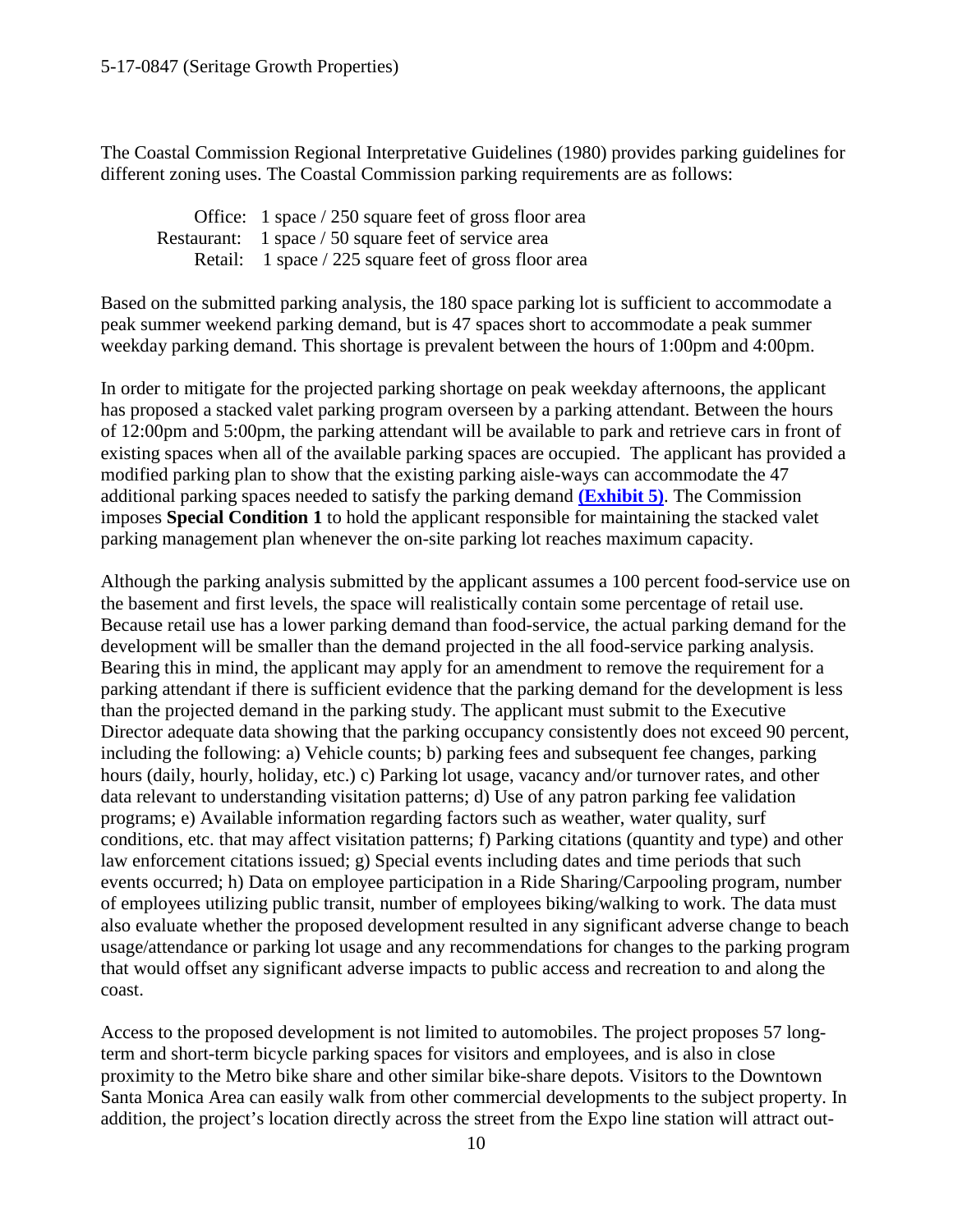The Coastal Commission Regional Interpretative Guidelines (1980) provides parking guidelines for different zoning uses. The Coastal Commission parking requirements are as follows:

Office: 1 space / 250 square feet of gross floor area
Restaurant: 1 space / 50 square feet of service area
Retail: 1 space / 225 square feet of gross floor area

Based on the submitted parking analysis, the 180 space parking lot is sufficient to accommodate a peak summer weekend parking demand, but is 47 spaces short to accommodate a peak summer weekday parking demand. This shortage is prevalent between the hours of 1:00pm and 4:00pm.

In order to mitigate for the projected parking shortage on peak weekday afternoons, the applicant has proposed a stacked valet parking program overseen by a parking attendant. Between the hours of 12:00pm and 5:00pm, the parking attendant will be available to park and retrieve cars in front of existing spaces when all of the available parking spaces are occupied. The applicant has provided a modified parking plan to show that the existing parking aisle-ways can accommodate the 47 additional parking spaces needed to satisfy the parking demand **(Exhibit 5)**. The Commission imposes **Special Condition 1** to hold the applicant responsible for maintaining the stacked valet parking management plan whenever the on-site parking lot reaches maximum capacity.

Although the parking analysis submitted by the applicant assumes a 100 percent food-service use on the basement and first levels, the space will realistically contain some percentage of retail use. Because retail use has a lower parking demand than food-service, the actual parking demand for the development will be smaller than the demand projected in the all food-service parking analysis. Bearing this in mind, the applicant may apply for an amendment to remove the requirement for a parking attendant if there is sufficient evidence that the parking demand for the development is less than the projected demand in the parking study. The applicant must submit to the Executive Director adequate data showing that the parking occupancy consistently does not exceed 90 percent, including the following: a) Vehicle counts; b) parking fees and subsequent fee changes, parking hours (daily, hourly, holiday, etc.) c) Parking lot usage, vacancy and/or turnover rates, and other data relevant to understanding visitation patterns; d) Use of any patron parking fee validation programs; e) Available information regarding factors such as weather, water quality, surf conditions, etc. that may affect visitation patterns; f) Parking citations (quantity and type) and other law enforcement citations issued; g) Special events including dates and time periods that such events occurred; h) Data on employee participation in a Ride Sharing/Carpooling program, number of employees utilizing public transit, number of employees biking/walking to work. The data must also evaluate whether the proposed development resulted in any significant adverse change to beach usage/attendance or parking lot usage and any recommendations for changes to the parking program that would offset any significant adverse impacts to public access and recreation to and along the coast.

Access to the proposed development is not limited to automobiles. The project proposes 57 long-term and short-term bicycle parking spaces for visitors and employees, and is also in close proximity to the Metro bike share and other similar bike-share depots. Visitors to the Downtown Santa Monica Area can easily walk from other commercial developments to the subject property. In addition, the project's location directly across the street from the Expo line station will attract out-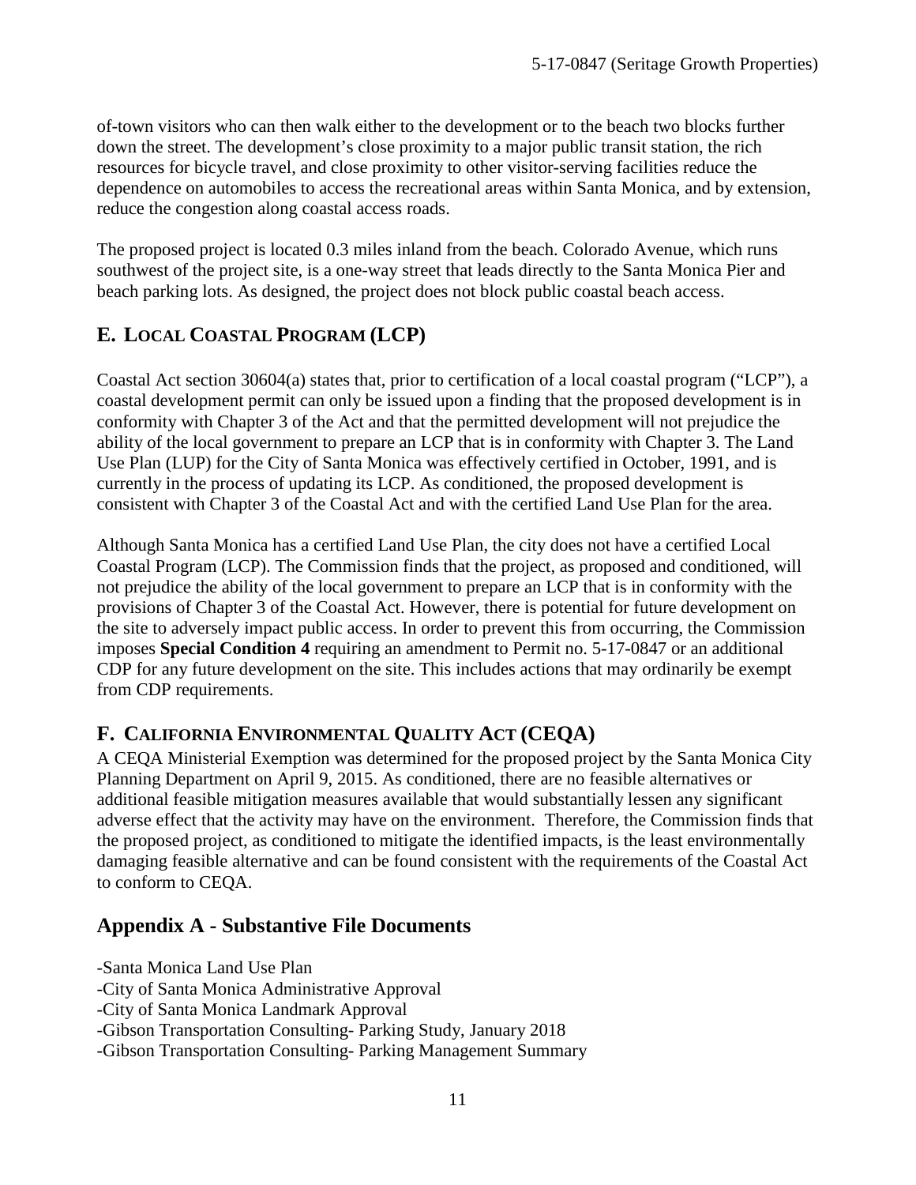of-town visitors who can then walk either to the development or to the beach two blocks further down the street. The development's close proximity to a major public transit station, the rich resources for bicycle travel, and close proximity to other visitor-serving facilities reduce the dependence on automobiles to access the recreational areas within Santa Monica, and by extension, reduce the congestion along coastal access roads.

The proposed project is located 0.3 miles inland from the beach. Colorado Avenue, which runs southwest of the project site, is a one-way street that leads directly to the Santa Monica Pier and beach parking lots. As designed, the project does not block public coastal beach access.

## E. LOCAL COASTAL PROGRAM (LCP)

Coastal Act section 30604(a) states that, prior to certification of a local coastal program ("LCP"), a coastal development permit can only be issued upon a finding that the proposed development is in conformity with Chapter 3 of the Act and that the permitted development will not prejudice the ability of the local government to prepare an LCP that is in conformity with Chapter 3. The Land Use Plan (LUP) for the City of Santa Monica was effectively certified in October, 1991, and is currently in the process of updating its LCP. As conditioned, the proposed development is consistent with Chapter 3 of the Coastal Act and with the certified Land Use Plan for the area.

Although Santa Monica has a certified Land Use Plan, the city does not have a certified Local Coastal Program (LCP). The Commission finds that the project, as proposed and conditioned, will not prejudice the ability of the local government to prepare an LCP that is in conformity with the provisions of Chapter 3 of the Coastal Act. However, there is potential for future development on the site to adversely impact public access. In order to prevent this from occurring, the Commission imposes **Special Condition 4** requiring an amendment to Permit no. 5-17-0847 or an additional CDP for any future development on the site. This includes actions that may ordinarily be exempt from CDP requirements.

## F. CALIFORNIA ENVIRONMENTAL QUALITY ACT (CEQA)

A CEQA Ministerial Exemption was determined for the proposed project by the Santa Monica City Planning Department on April 9, 2015. As conditioned, there are no feasible alternatives or additional feasible mitigation measures available that would substantially lessen any significant adverse effect that the activity may have on the environment. Therefore, the Commission finds that the proposed project, as conditioned to mitigate the identified impacts, is the least environmentally damaging feasible alternative and can be found consistent with the requirements of the Coastal Act to conform to CEQA.

## Appendix A - Substantive File Documents

-Santa Monica Land Use Plan
-City of Santa Monica Administrative Approval
-City of Santa Monica Landmark Approval
-Gibson Transportation Consulting- Parking Study, January 2018
-Gibson Transportation Consulting- Parking Management Summary